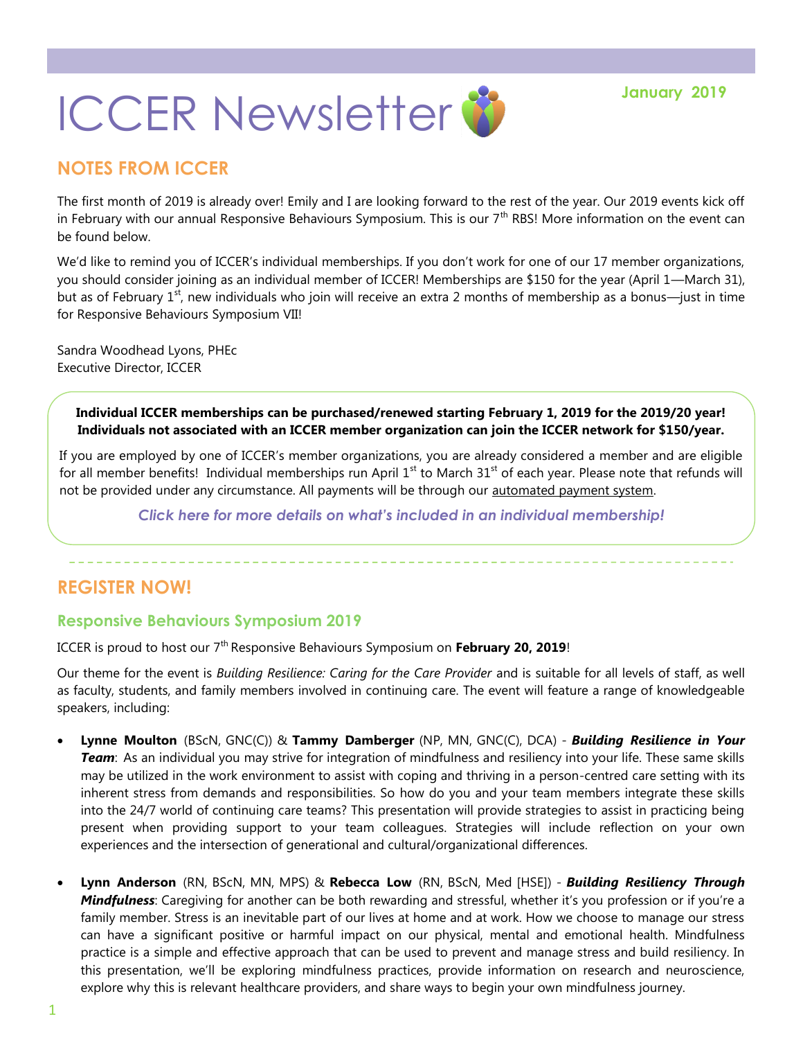# ICCER Newsletter

**January 2019**

## NOTES FROM ICCER

The first month of 2019 is already over! Emily and I are looking forward to the rest of the year. Our 2019 events kick off in February with our annual Responsive Behaviours Symposium. This is our 7th RBS! More information on the event can be found below.

We'd like to remind you of ICCER's individual memberships. If you don't work for one of our 17 member organizations, you should consider joining as an individual member of ICCER! Memberships are $150 for the year (April 1—March 31), but as of February 1st, new individuals who join will receive an extra 2 months of membership as a bonus—just in time for Responsive Behaviours Symposium VII!

Sandra Woodhead Lyons, PHEc
Executive Director, ICCER

**Individual ICCER memberships can be purchased/renewed starting February 1, 2019 for the 2019/20 year! Individuals not associated with an ICCER member organization can join the ICCER network for $150/year.**

If you are employed by one of ICCER's member organizations, you are already considered a member and are eligible for all member benefits! Individual memberships run April 1st to March 31st of each year. Please note that refunds will not be provided under any circumstance. All payments will be through our automated payment system.

***Click here for more details on what's included in an individual membership!***

## REGISTER NOW!

### Responsive Behaviours Symposium 2019

ICCER is proud to host our 7th Responsive Behaviours Symposium on **February 20, 2019**!

Our theme for the event is *Building Resilience: Caring for the Care Provider* and is suitable for all levels of staff, as well as faculty, students, and family members involved in continuing care. The event will feature a range of knowledgeable speakers, including:

- **Lynne Moulton** (BScN, GNC(C)) & **Tammy Damberger** (NP, MN, GNC(C), DCA) - ***Building Resilience in Your Team***: As an individual you may strive for integration of mindfulness and resiliency into your life. These same skills may be utilized in the work environment to assist with coping and thriving in a person-centred care setting with its inherent stress from demands and responsibilities. So how do you and your team members integrate these skills into the 24/7 world of continuing care teams? This presentation will provide strategies to assist in practicing being present when providing support to your team colleagues. Strategies will include reflection on your own experiences and the intersection of generational and cultural/organizational differences.

- **Lynn Anderson** (RN, BScN, MN, MPS) & **Rebecca Low** (RN, BScN, Med [HSE]) - ***Building Resiliency Through Mindfulness***: Caregiving for another can be both rewarding and stressful, whether it's you profession or if you're a family member. Stress is an inevitable part of our lives at home and at work. How we choose to manage our stress can have a significant positive or harmful impact on our physical, mental and emotional health. Mindfulness practice is a simple and effective approach that can be used to prevent and manage stress and build resiliency. In this presentation, we'll be exploring mindfulness practices, provide information on research and neuroscience, explore why this is relevant healthcare providers, and share ways to begin your own mindfulness journey.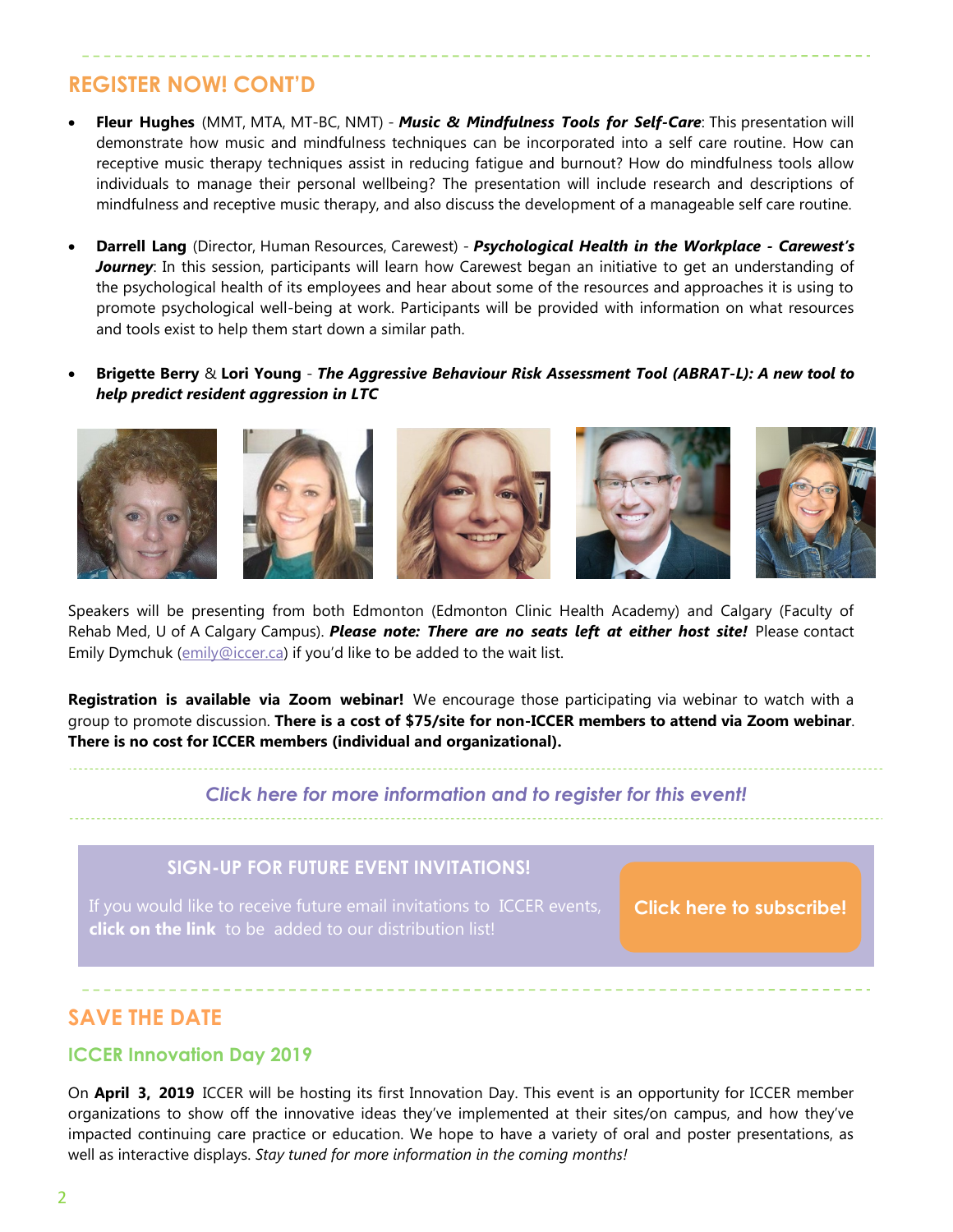## REGISTER NOW! CONT'D

- **Fleur Hughes** (MMT, MTA, MT-BC, NMT) - ***Music & Mindfulness Tools for Self-Care***: This presentation will demonstrate how music and mindfulness techniques can be incorporated into a self care routine. How can receptive music therapy techniques assist in reducing fatigue and burnout? How do mindfulness tools allow individuals to manage their personal wellbeing? The presentation will include research and descriptions of mindfulness and receptive music therapy, and also discuss the development of a manageable self care routine.

- **Darrell Lang** (Director, Human Resources, Carewest) - ***Psychological Health in the Workplace - Carewest's Journey***: In this session, participants will learn how Carewest began an initiative to get an understanding of the psychological health of its employees and hear about some of the resources and approaches it is using to promote psychological well-being at work. Participants will be provided with information on what resources and tools exist to help them start down a similar path.

- **Brigette Berry** & **Lori Young** - ***The Aggressive Behaviour Risk Assessment Tool (ABRAT-L): A new tool to help predict resident aggression in LTC***

Speakers will be presenting from both Edmonton (Edmonton Clinic Health Academy) and Calgary (Faculty of Rehab Med, U of A Calgary Campus). ***Please note: There are no seats left at either host site!*** Please contact Emily Dymchuk (emily@iccer.ca) if you'd like to be added to the wait list.

**Registration is available via Zoom webinar!** We encourage those participating via webinar to watch with a group to promote discussion. **There is a cost of $75/site for non-ICCER members to attend via Zoom webinar**. **There is no cost for ICCER members (individual and organizational).**

*Click here for more information and to register for this event!*

### SIGN-UP FOR FUTURE EVENT INVITATIONS!

If you would like to receive future email invitations to ICCER events, **click on the link** to be added to our distribution list!

Click here to subscribe!

## SAVE THE DATE

### ICCER Innovation Day 2019

On **April 3, 2019** ICCER will be hosting its first Innovation Day. This event is an opportunity for ICCER member organizations to show off the innovative ideas they've implemented at their sites/on campus, and how they've impacted continuing care practice or education. We hope to have a variety of oral and poster presentations, as well as interactive displays. *Stay tuned for more information in the coming months!*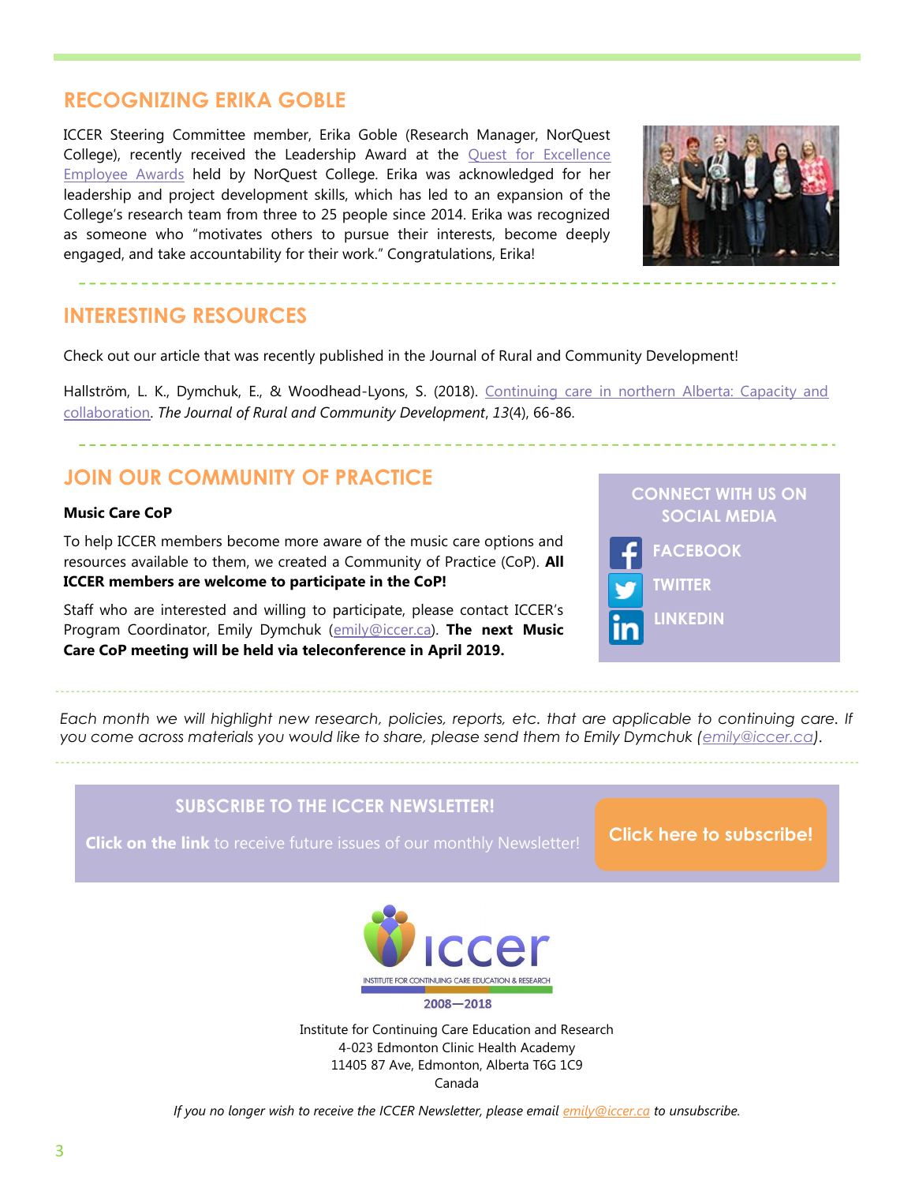## RECOGNIZING ERIKA GOBLE

ICCER Steering Committee member, Erika Goble (Research Manager, NorQuest College), recently received the Leadership Award at the Quest for Excellence Employee Awards held by NorQuest College. Erika was acknowledged for her leadership and project development skills, which has led to an expansion of the College's research team from three to 25 people since 2014. Erika was recognized as someone who "motivates others to pursue their interests, become deeply engaged, and take accountability for their work." Congratulations, Erika!

## INTERESTING RESOURCES

Check out our article that was recently published in the Journal of Rural and Community Development!

Hallström, L. K., Dymchuk, E., & Woodhead-Lyons, S. (2018). Continuing care in northern Alberta: Capacity and collaboration. *The Journal of Rural and Community Development*, *13*(4), 66-86.

## JOIN OUR COMMUNITY OF PRACTICE

**Music Care CoP**

To help ICCER members become more aware of the music care options and resources available to them, we created a Community of Practice (CoP). **All ICCER members are welcome to participate in the CoP!**

Staff who are interested and willing to participate, please contact ICCER's Program Coordinator, Emily Dymchuk (emily@iccer.ca). **The next Music Care CoP meeting will be held via teleconference in April 2019.**

**CONNECT WITH US ON SOCIAL MEDIA**

- FACEBOOK
- TWITTER
- LINKEDIN

*Each month we will highlight new research, policies, reports, etc. that are applicable to continuing care. If you come across materials you would like to share, please send them to Emily Dymchuk (emily@iccer.ca).*

**SUBSCRIBE TO THE ICCER NEWSLETTER!**

**Click on the link** to receive future issues of our monthly Newsletter!

Click here to subscribe!

iccer
INSTITUTE FOR CONTINUING CARE EDUCATION & RESEARCH
2008—2018

Institute for Continuing Care Education and Research
4-023 Edmonton Clinic Health Academy
11405 87 Ave, Edmonton, Alberta T6G 1C9
Canada

*If you no longer wish to receive the ICCER Newsletter, please email emily@iccer.ca to unsubscribe.*